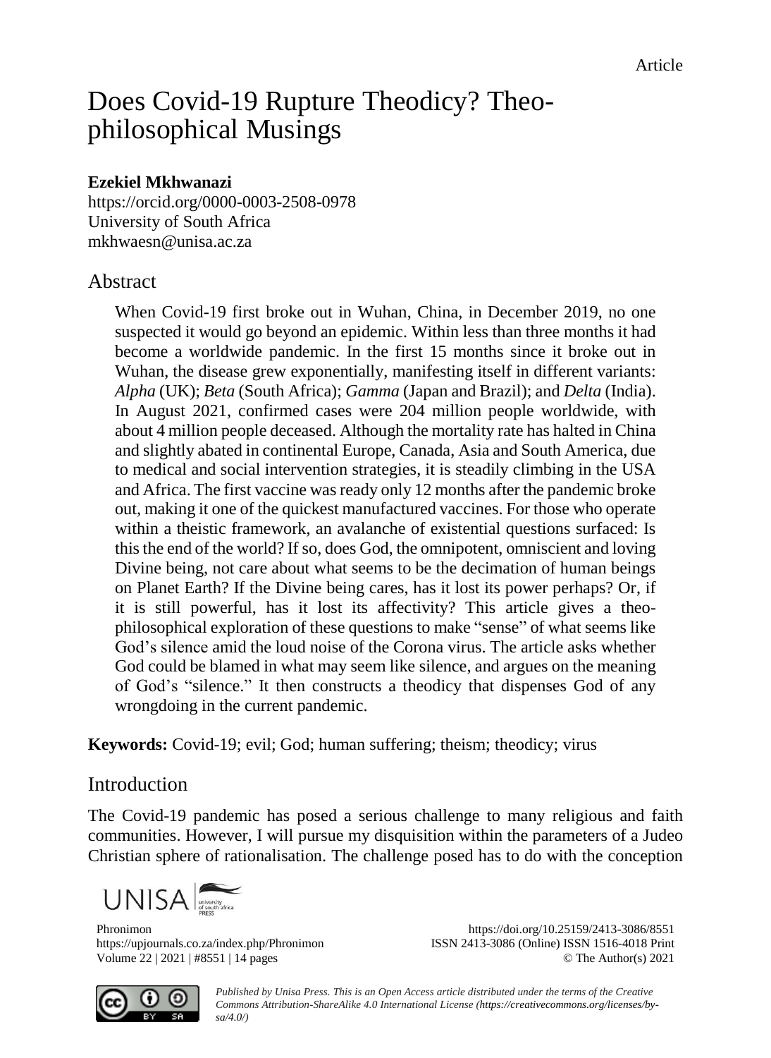Article

# Does Covid-19 Rupture Theodicy? Theo-philosophical Musings

**Ezekiel Mkhwanazi**
https://orcid.org/0000-0003-2508-0978
University of South Africa
mkhwaesn@unisa.ac.za

## Abstract

When Covid-19 first broke out in Wuhan, China, in December 2019, no one suspected it would go beyond an epidemic. Within less than three months it had become a worldwide pandemic. In the first 15 months since it broke out in Wuhan, the disease grew exponentially, manifesting itself in different variants: *Alpha* (UK); *Beta* (South Africa); *Gamma* (Japan and Brazil); and *Delta* (India). In August 2021, confirmed cases were 204 million people worldwide, with about 4 million people deceased. Although the mortality rate has halted in China and slightly abated in continental Europe, Canada, Asia and South America, due to medical and social intervention strategies, it is steadily climbing in the USA and Africa. The first vaccine was ready only 12 months after the pandemic broke out, making it one of the quickest manufactured vaccines. For those who operate within a theistic framework, an avalanche of existential questions surfaced: Is this the end of the world? If so, does God, the omnipotent, omniscient and loving Divine being, not care about what seems to be the decimation of human beings on Planet Earth? If the Divine being cares, has it lost its power perhaps? Or, if it is still powerful, has it lost its affectivity? This article gives a theo-philosophical exploration of these questions to make "sense" of what seems like God's silence amid the loud noise of the Corona virus. The article asks whether God could be blamed in what may seem like silence, and argues on the meaning of God's "silence." It then constructs a theodicy that dispenses God of any wrongdoing in the current pandemic.

**Keywords:** Covid-19; evil; God; human suffering; theism; theodicy; virus

## Introduction

The Covid-19 pandemic has posed a serious challenge to many religious and faith communities. However, I will pursue my disquisition within the parameters of a Judeo Christian sphere of rationalisation. The challenge posed has to do with the conception

Published by Unisa Press. This is an Open Access article distributed under the terms of the Creative Commons Attribution-ShareAlike 4.0 International License (https://creativecommons.org/licenses/by-sa/4.0/)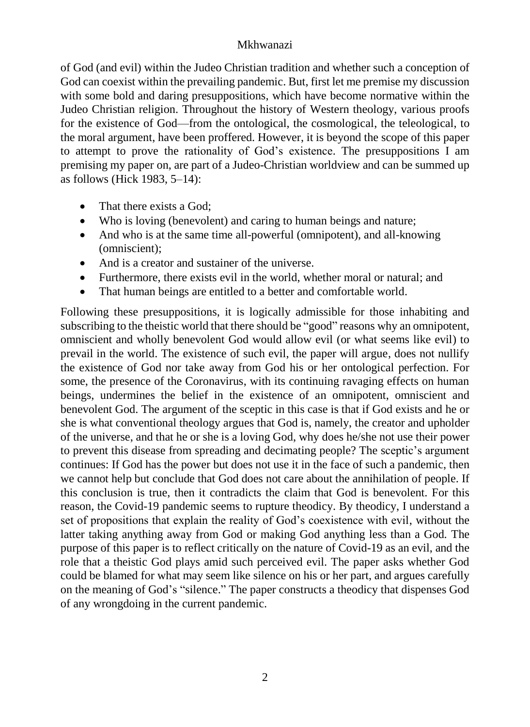of God (and evil) within the Judeo Christian tradition and whether such a conception of God can coexist within the prevailing pandemic. But, first let me premise my discussion with some bold and daring presuppositions, which have become normative within the Judeo Christian religion. Throughout the history of Western theology, various proofs for the existence of God—from the ontological, the cosmological, the teleological, to the moral argument, have been proffered. However, it is beyond the scope of this paper to attempt to prove the rationality of God's existence. The presuppositions I am premising my paper on, are part of a Judeo-Christian worldview and can be summed up as follows (Hick 1983, 5–14):

- That there exists a God;
- Who is loving (benevolent) and caring to human beings and nature;
- And who is at the same time all-powerful (omnipotent), and all-knowing (omniscient);
- And is a creator and sustainer of the universe.
- Furthermore, there exists evil in the world, whether moral or natural; and
- That human beings are entitled to a better and comfortable world.

Following these presuppositions, it is logically admissible for those inhabiting and subscribing to the theistic world that there should be "good" reasons why an omnipotent, omniscient and wholly benevolent God would allow evil (or what seems like evil) to prevail in the world. The existence of such evil, the paper will argue, does not nullify the existence of God nor take away from God his or her ontological perfection. For some, the presence of the Coronavirus, with its continuing ravaging effects on human beings, undermines the belief in the existence of an omnipotent, omniscient and benevolent God. The argument of the sceptic in this case is that if God exists and he or she is what conventional theology argues that God is, namely, the creator and upholder of the universe, and that he or she is a loving God, why does he/she not use their power to prevent this disease from spreading and decimating people? The sceptic's argument continues: If God has the power but does not use it in the face of such a pandemic, then we cannot help but conclude that God does not care about the annihilation of people. If this conclusion is true, then it contradicts the claim that God is benevolent. For this reason, the Covid-19 pandemic seems to rupture theodicy. By theodicy, I understand a set of propositions that explain the reality of God's coexistence with evil, without the latter taking anything away from God or making God anything less than a God. The purpose of this paper is to reflect critically on the nature of Covid-19 as an evil, and the role that a theistic God plays amid such perceived evil. The paper asks whether God could be blamed for what may seem like silence on his or her part, and argues carefully on the meaning of God's "silence." The paper constructs a theodicy that dispenses God of any wrongdoing in the current pandemic.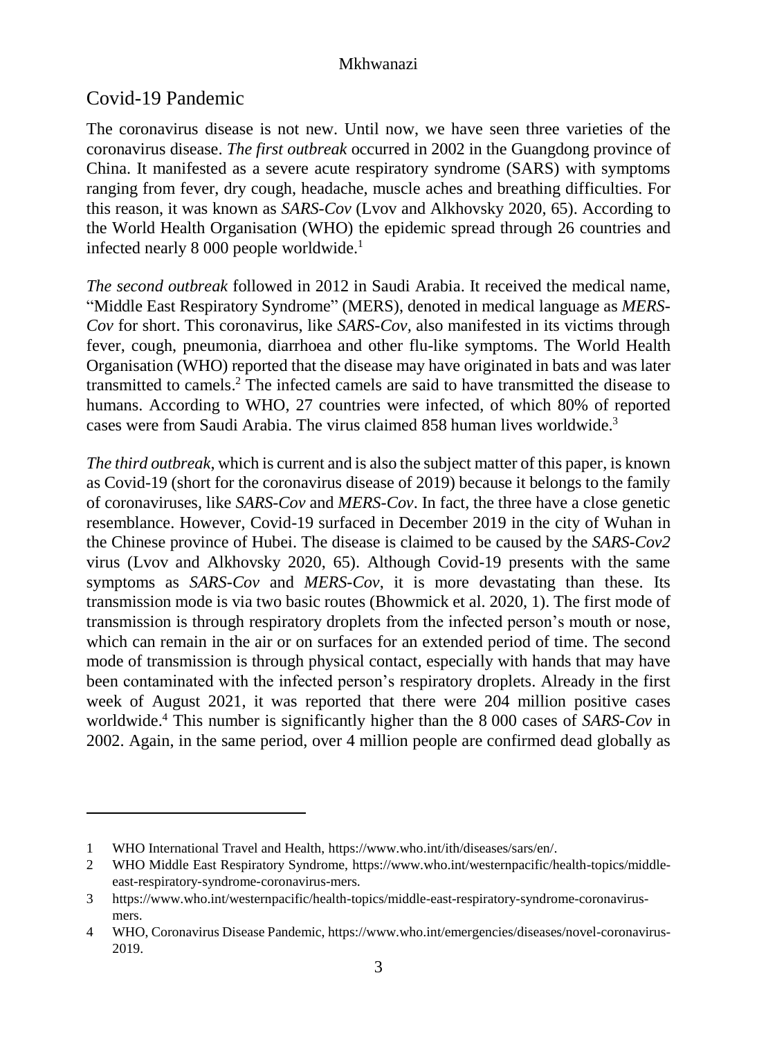## Covid-19 Pandemic

The coronavirus disease is not new. Until now, we have seen three varieties of the coronavirus disease. *The first outbreak* occurred in 2002 in the Guangdong province of China. It manifested as a severe acute respiratory syndrome (SARS) with symptoms ranging from fever, dry cough, headache, muscle aches and breathing difficulties. For this reason, it was known as *SARS-Cov* (Lvov and Alkhovsky 2020, 65). According to the World Health Organisation (WHO) the epidemic spread through 26 countries and infected nearly 8 000 people worldwide.[1]

*The second outbreak* followed in 2012 in Saudi Arabia. It received the medical name, "Middle East Respiratory Syndrome" (MERS), denoted in medical language as *MERS-Cov* for short. This coronavirus, like *SARS-Cov*, also manifested in its victims through fever, cough, pneumonia, diarrhoea and other flu-like symptoms. The World Health Organisation (WHO) reported that the disease may have originated in bats and was later transmitted to camels.[2] The infected camels are said to have transmitted the disease to humans. According to WHO, 27 countries were infected, of which 80% of reported cases were from Saudi Arabia. The virus claimed 858 human lives worldwide.[3]

*The third outbreak*, which is current and is also the subject matter of this paper, is known as Covid-19 (short for the coronavirus disease of 2019) because it belongs to the family of coronaviruses, like *SARS-Cov* and *MERS-Cov*. In fact, the three have a close genetic resemblance. However, Covid-19 surfaced in December 2019 in the city of Wuhan in the Chinese province of Hubei. The disease is claimed to be caused by the *SARS-Cov2* virus (Lvov and Alkhovsky 2020, 65). Although Covid-19 presents with the same symptoms as *SARS-Cov* and *MERS-Cov*, it is more devastating than these. Its transmission mode is via two basic routes (Bhowmick et al. 2020, 1). The first mode of transmission is through respiratory droplets from the infected person's mouth or nose, which can remain in the air or on surfaces for an extended period of time. The second mode of transmission is through physical contact, especially with hands that may have been contaminated with the infected person's respiratory droplets. Already in the first week of August 2021, it was reported that there were 204 million positive cases worldwide.[4] This number is significantly higher than the 8 000 cases of *SARS-Cov* in 2002. Again, in the same period, over 4 million people are confirmed dead globally as

---

1 WHO International Travel and Health, https://www.who.int/ith/diseases/sars/en/.

2 WHO Middle East Respiratory Syndrome, https://www.who.int/westernpacific/health-topics/middle-east-respiratory-syndrome-coronavirus-mers.

3 https://www.who.int/westernpacific/health-topics/middle-east-respiratory-syndrome-coronavirus-mers.

4 WHO, Coronavirus Disease Pandemic, https://www.who.int/emergencies/diseases/novel-coronavirus-2019.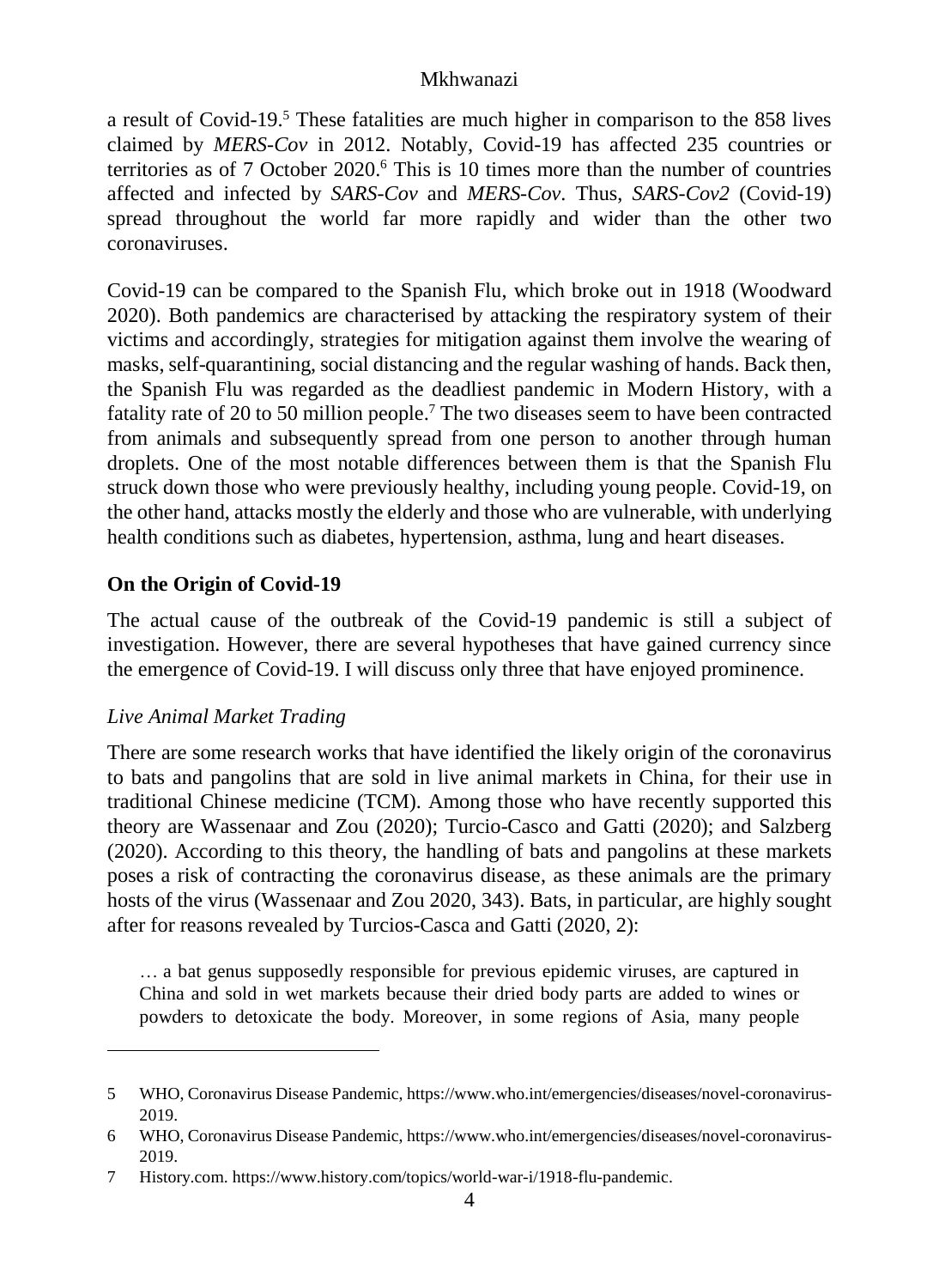a result of Covid-19.[5] These fatalities are much higher in comparison to the 858 lives claimed by *MERS-Cov* in 2012. Notably, Covid-19 has affected 235 countries or territories as of 7 October 2020.[6] This is 10 times more than the number of countries affected and infected by *SARS-Cov* and *MERS-Cov*. Thus, *SARS-Cov2* (Covid-19) spread throughout the world far more rapidly and wider than the other two coronaviruses.

Covid-19 can be compared to the Spanish Flu, which broke out in 1918 (Woodward 2020). Both pandemics are characterised by attacking the respiratory system of their victims and accordingly, strategies for mitigation against them involve the wearing of masks, self-quarantining, social distancing and the regular washing of hands. Back then, the Spanish Flu was regarded as the deadliest pandemic in Modern History, with a fatality rate of 20 to 50 million people.[7] The two diseases seem to have been contracted from animals and subsequently spread from one person to another through human droplets. One of the most notable differences between them is that the Spanish Flu struck down those who were previously healthy, including young people. Covid-19, on the other hand, attacks mostly the elderly and those who are vulnerable, with underlying health conditions such as diabetes, hypertension, asthma, lung and heart diseases.

## On the Origin of Covid-19

The actual cause of the outbreak of the Covid-19 pandemic is still a subject of investigation. However, there are several hypotheses that have gained currency since the emergence of Covid-19. I will discuss only three that have enjoyed prominence.

### *Live Animal Market Trading*

There are some research works that have identified the likely origin of the coronavirus to bats and pangolins that are sold in live animal markets in China, for their use in traditional Chinese medicine (TCM). Among those who have recently supported this theory are Wassenaar and Zou (2020); Turcio-Casco and Gatti (2020); and Salzberg (2020). According to this theory, the handling of bats and pangolins at these markets poses a risk of contracting the coronavirus disease, as these animals are the primary hosts of the virus (Wassenaar and Zou 2020, 343). Bats, in particular, are highly sought after for reasons revealed by Turcios-Casca and Gatti (2020, 2):

> … a bat genus supposedly responsible for previous epidemic viruses, are captured in China and sold in wet markets because their dried body parts are added to wines or powders to detoxicate the body. Moreover, in some regions of Asia, many people

---

5 WHO, Coronavirus Disease Pandemic, https://www.who.int/emergencies/diseases/novel-coronavirus-2019.

6 WHO, Coronavirus Disease Pandemic, https://www.who.int/emergencies/diseases/novel-coronavirus-2019.

7 History.com. https://www.history.com/topics/world-war-i/1918-flu-pandemic.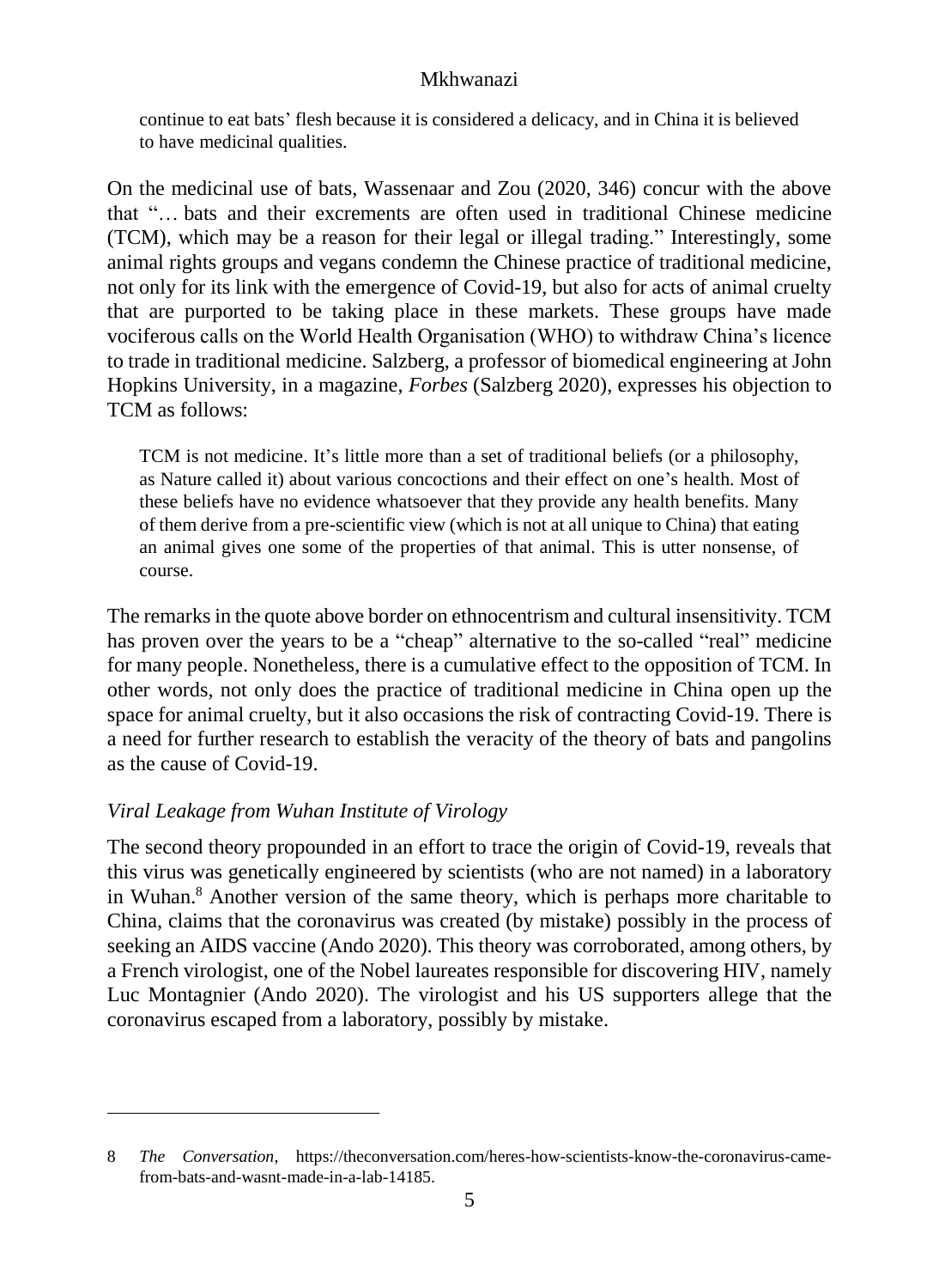continue to eat bats' flesh because it is considered a delicacy, and in China it is believed to have medicinal qualities.

On the medicinal use of bats, Wassenaar and Zou (2020, 346) concur with the above that "… bats and their excrements are often used in traditional Chinese medicine (TCM), which may be a reason for their legal or illegal trading." Interestingly, some animal rights groups and vegans condemn the Chinese practice of traditional medicine, not only for its link with the emergence of Covid-19, but also for acts of animal cruelty that are purported to be taking place in these markets. These groups have made vociferous calls on the World Health Organisation (WHO) to withdraw China's licence to trade in traditional medicine. Salzberg, a professor of biomedical engineering at John Hopkins University, in a magazine, *Forbes* (Salzberg 2020), expresses his objection to TCM as follows:

> TCM is not medicine. It's little more than a set of traditional beliefs (or a philosophy, as Nature called it) about various concoctions and their effect on one's health. Most of these beliefs have no evidence whatsoever that they provide any health benefits. Many of them derive from a pre-scientific view (which is not at all unique to China) that eating an animal gives one some of the properties of that animal. This is utter nonsense, of course.

The remarks in the quote above border on ethnocentrism and cultural insensitivity. TCM has proven over the years to be a "cheap" alternative to the so-called "real" medicine for many people. Nonetheless, there is a cumulative effect to the opposition of TCM. In other words, not only does the practice of traditional medicine in China open up the space for animal cruelty, but it also occasions the risk of contracting Covid-19. There is a need for further research to establish the veracity of the theory of bats and pangolins as the cause of Covid-19.

### *Viral Leakage from Wuhan Institute of Virology*

The second theory propounded in an effort to trace the origin of Covid-19, reveals that this virus was genetically engineered by scientists (who are not named) in a laboratory in Wuhan.[8] Another version of the same theory, which is perhaps more charitable to China, claims that the coronavirus was created (by mistake) possibly in the process of seeking an AIDS vaccine (Ando 2020). This theory was corroborated, among others, by a French virologist, one of the Nobel laureates responsible for discovering HIV, namely Luc Montagnier (Ando 2020). The virologist and his US supporters allege that the coronavirus escaped from a laboratory, possibly by mistake.

---

8 *The Conversation*, https://theconversation.com/heres-how-scientists-know-the-coronavirus-came-from-bats-and-wasnt-made-in-a-lab-14185.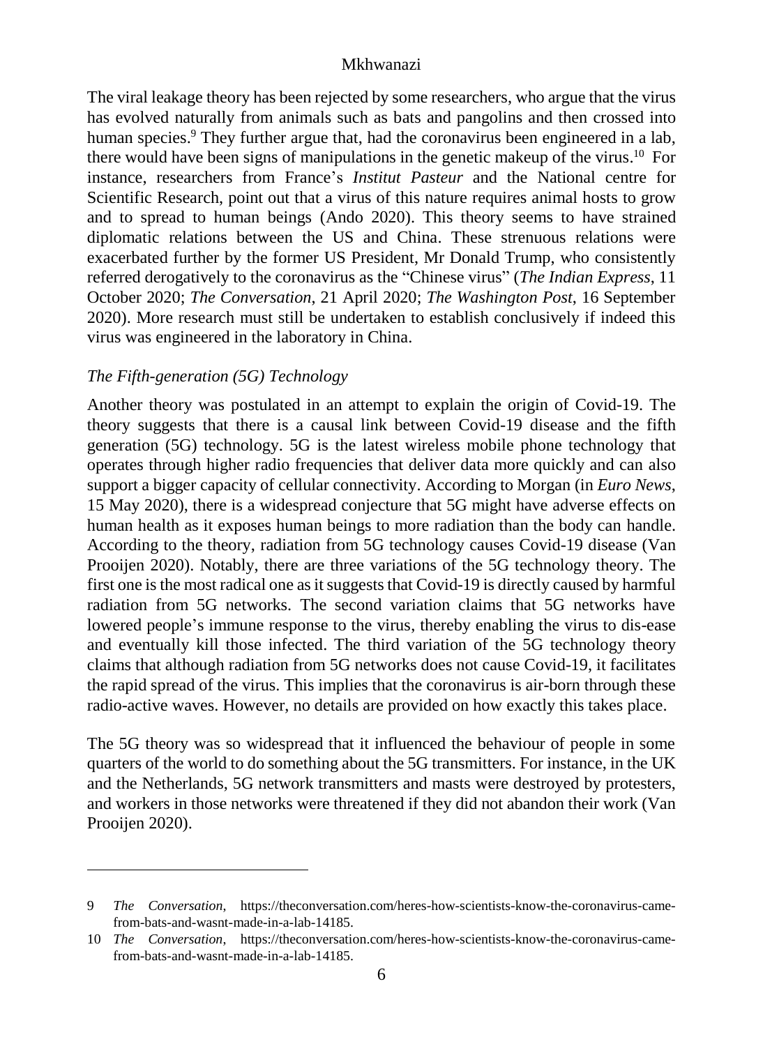The viral leakage theory has been rejected by some researchers, who argue that the virus has evolved naturally from animals such as bats and pangolins and then crossed into human species.[9] They further argue that, had the coronavirus been engineered in a lab, there would have been signs of manipulations in the genetic makeup of the virus.[10] For instance, researchers from France's *Institut Pasteur* and the National centre for Scientific Research, point out that a virus of this nature requires animal hosts to grow and to spread to human beings (Ando 2020). This theory seems to have strained diplomatic relations between the US and China. These strenuous relations were exacerbated further by the former US President, Mr Donald Trump, who consistently referred derogatively to the coronavirus as the "Chinese virus" (*The Indian Express*, 11 October 2020; *The Conversation*, 21 April 2020; *The Washington Post*, 16 September 2020). More research must still be undertaken to establish conclusively if indeed this virus was engineered in the laboratory in China.

### *The Fifth-generation (5G) Technology*

Another theory was postulated in an attempt to explain the origin of Covid-19. The theory suggests that there is a causal link between Covid-19 disease and the fifth generation (5G) technology. 5G is the latest wireless mobile phone technology that operates through higher radio frequencies that deliver data more quickly and can also support a bigger capacity of cellular connectivity. According to Morgan (in *Euro News*, 15 May 2020), there is a widespread conjecture that 5G might have adverse effects on human health as it exposes human beings to more radiation than the body can handle. According to the theory, radiation from 5G technology causes Covid-19 disease (Van Prooijen 2020). Notably, there are three variations of the 5G technology theory. The first one is the most radical one as it suggests that Covid-19 is directly caused by harmful radiation from 5G networks. The second variation claims that 5G networks have lowered people's immune response to the virus, thereby enabling the virus to dis-ease and eventually kill those infected. The third variation of the 5G technology theory claims that although radiation from 5G networks does not cause Covid-19, it facilitates the rapid spread of the virus. This implies that the coronavirus is air-born through these radio-active waves. However, no details are provided on how exactly this takes place.

The 5G theory was so widespread that it influenced the behaviour of people in some quarters of the world to do something about the 5G transmitters. For instance, in the UK and the Netherlands, 5G network transmitters and masts were destroyed by protesters, and workers in those networks were threatened if they did not abandon their work (Van Prooijen 2020).

---

9 *The Conversation*, https://theconversation.com/heres-how-scientists-know-the-coronavirus-came-from-bats-and-wasnt-made-in-a-lab-14185.

10 *The Conversation*, https://theconversation.com/heres-how-scientists-know-the-coronavirus-came-from-bats-and-wasnt-made-in-a-lab-14185.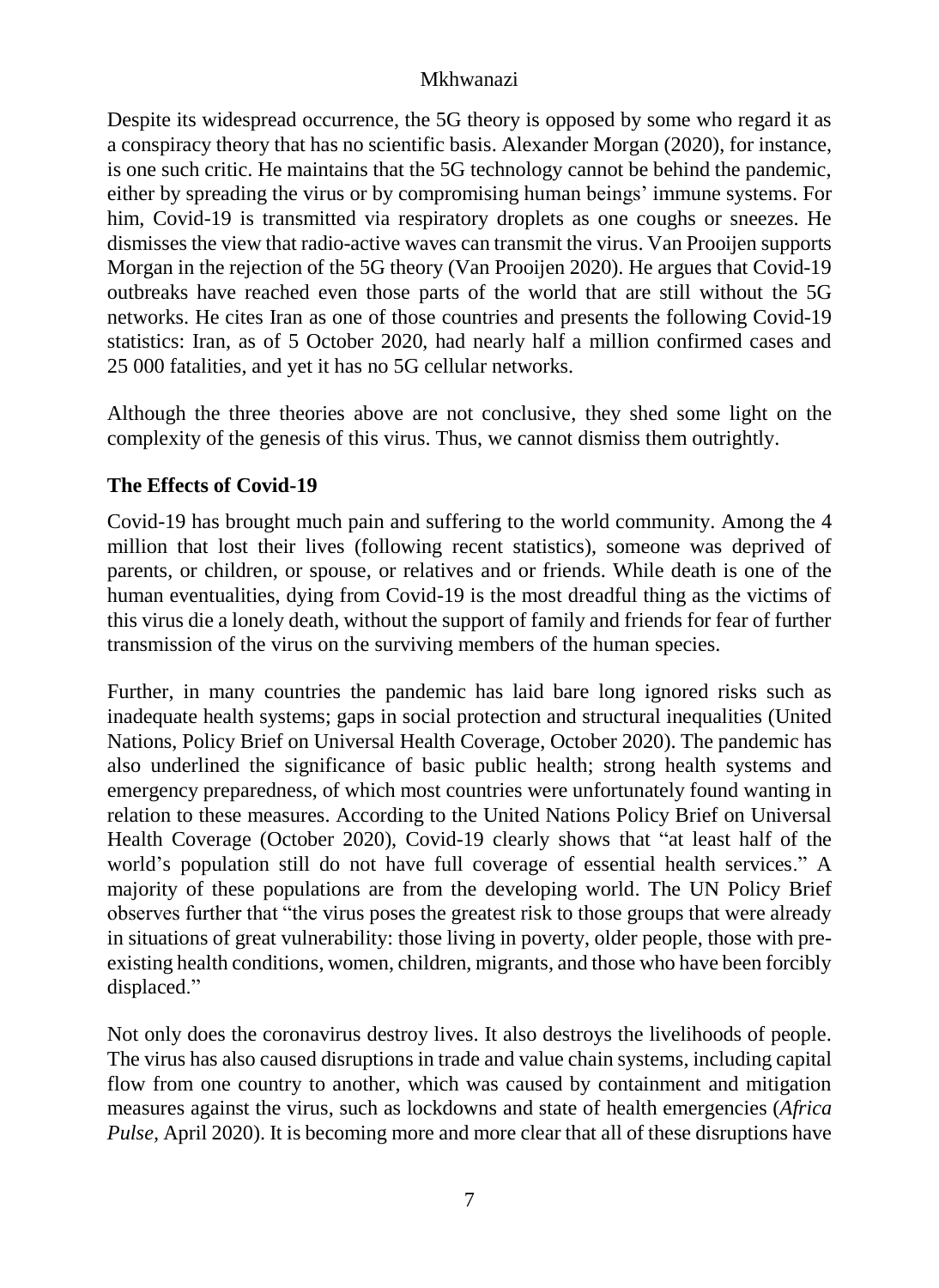Despite its widespread occurrence, the 5G theory is opposed by some who regard it as a conspiracy theory that has no scientific basis. Alexander Morgan (2020), for instance, is one such critic. He maintains that the 5G technology cannot be behind the pandemic, either by spreading the virus or by compromising human beings' immune systems. For him, Covid-19 is transmitted via respiratory droplets as one coughs or sneezes. He dismisses the view that radio-active waves can transmit the virus. Van Prooijen supports Morgan in the rejection of the 5G theory (Van Prooijen 2020). He argues that Covid-19 outbreaks have reached even those parts of the world that are still without the 5G networks. He cites Iran as one of those countries and presents the following Covid-19 statistics: Iran, as of 5 October 2020, had nearly half a million confirmed cases and 25 000 fatalities, and yet it has no 5G cellular networks.

Although the three theories above are not conclusive, they shed some light on the complexity of the genesis of this virus. Thus, we cannot dismiss them outrightly.

## The Effects of Covid-19

Covid-19 has brought much pain and suffering to the world community. Among the 4 million that lost their lives (following recent statistics), someone was deprived of parents, or children, or spouse, or relatives and or friends. While death is one of the human eventualities, dying from Covid-19 is the most dreadful thing as the victims of this virus die a lonely death, without the support of family and friends for fear of further transmission of the virus on the surviving members of the human species.

Further, in many countries the pandemic has laid bare long ignored risks such as inadequate health systems; gaps in social protection and structural inequalities (United Nations, Policy Brief on Universal Health Coverage, October 2020). The pandemic has also underlined the significance of basic public health; strong health systems and emergency preparedness, of which most countries were unfortunately found wanting in relation to these measures. According to the United Nations Policy Brief on Universal Health Coverage (October 2020), Covid-19 clearly shows that "at least half of the world's population still do not have full coverage of essential health services." A majority of these populations are from the developing world. The UN Policy Brief observes further that "the virus poses the greatest risk to those groups that were already in situations of great vulnerability: those living in poverty, older people, those with pre-existing health conditions, women, children, migrants, and those who have been forcibly displaced."

Not only does the coronavirus destroy lives. It also destroys the livelihoods of people. The virus has also caused disruptions in trade and value chain systems, including capital flow from one country to another, which was caused by containment and mitigation measures against the virus, such as lockdowns and state of health emergencies (*Africa Pulse*, April 2020). It is becoming more and more clear that all of these disruptions have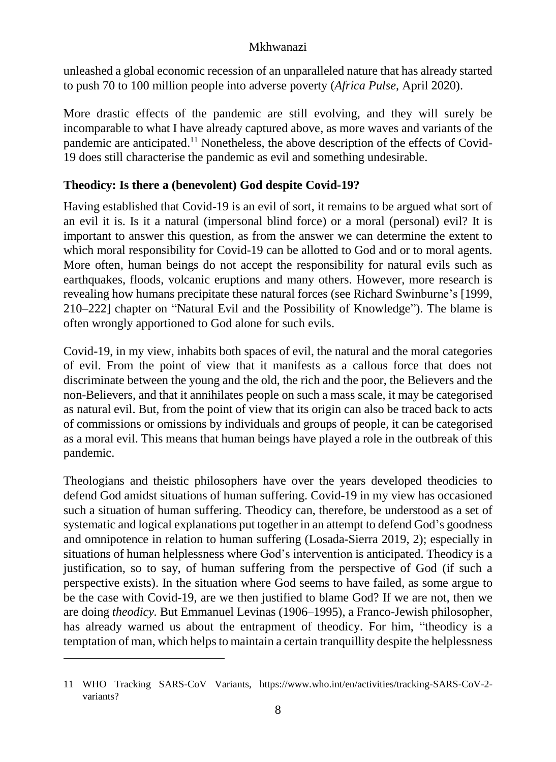unleashed a global economic recession of an unparalleled nature that has already started to push 70 to 100 million people into adverse poverty (*Africa Pulse*, April 2020).

More drastic effects of the pandemic are still evolving, and they will surely be incomparable to what I have already captured above, as more waves and variants of the pandemic are anticipated.[11] Nonetheless, the above description of the effects of Covid-19 does still characterise the pandemic as evil and something undesirable.

## Theodicy: Is there a (benevolent) God despite Covid-19?

Having established that Covid-19 is an evil of sort, it remains to be argued what sort of an evil it is. Is it a natural (impersonal blind force) or a moral (personal) evil? It is important to answer this question, as from the answer we can determine the extent to which moral responsibility for Covid-19 can be allotted to God and or to moral agents. More often, human beings do not accept the responsibility for natural evils such as earthquakes, floods, volcanic eruptions and many others. However, more research is revealing how humans precipitate these natural forces (see Richard Swinburne's [1999, 210–222] chapter on "Natural Evil and the Possibility of Knowledge"). The blame is often wrongly apportioned to God alone for such evils.

Covid-19, in my view, inhabits both spaces of evil, the natural and the moral categories of evil. From the point of view that it manifests as a callous force that does not discriminate between the young and the old, the rich and the poor, the Believers and the non-Believers, and that it annihilates people on such a mass scale, it may be categorised as natural evil. But, from the point of view that its origin can also be traced back to acts of commissions or omissions by individuals and groups of people, it can be categorised as a moral evil. This means that human beings have played a role in the outbreak of this pandemic.

Theologians and theistic philosophers have over the years developed theodicies to defend God amidst situations of human suffering. Covid-19 in my view has occasioned such a situation of human suffering. Theodicy can, therefore, be understood as a set of systematic and logical explanations put together in an attempt to defend God's goodness and omnipotence in relation to human suffering (Losada-Sierra 2019, 2); especially in situations of human helplessness where God's intervention is anticipated. Theodicy is a justification, so to say, of human suffering from the perspective of God (if such a perspective exists). In the situation where God seems to have failed, as some argue to be the case with Covid-19, are we then justified to blame God? If we are not, then we are doing *theodicy.* But Emmanuel Levinas (1906–1995), a Franco-Jewish philosopher, has already warned us about the entrapment of theodicy. For him, "theodicy is a temptation of man, which helps to maintain a certain tranquillity despite the helplessness

---

11 WHO Tracking SARS-CoV Variants, https://www.who.int/en/activities/tracking-SARS-CoV-2-variants?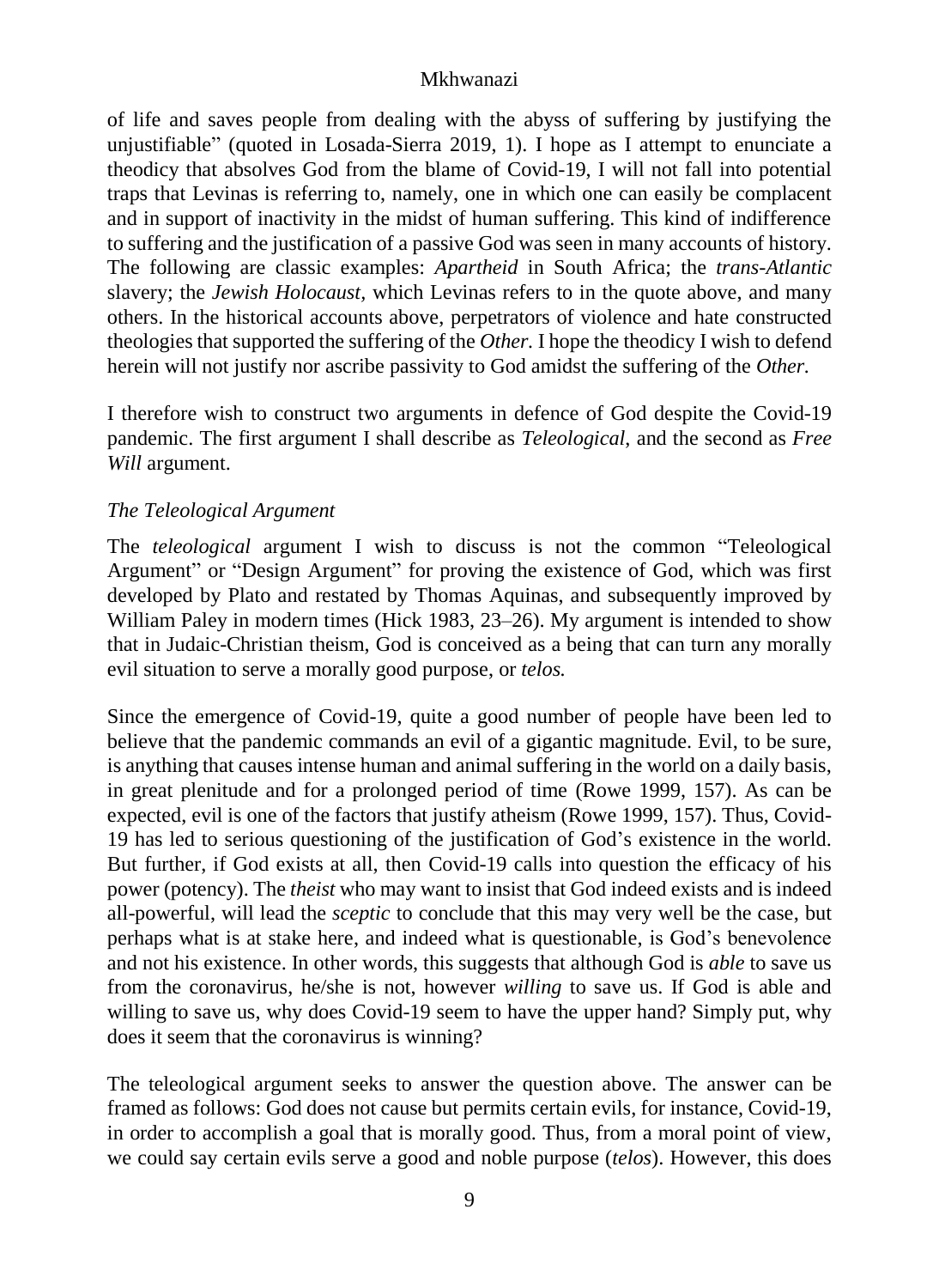of life and saves people from dealing with the abyss of suffering by justifying the unjustifiable" (quoted in Losada-Sierra 2019, 1). I hope as I attempt to enunciate a theodicy that absolves God from the blame of Covid-19, I will not fall into potential traps that Levinas is referring to, namely, one in which one can easily be complacent and in support of inactivity in the midst of human suffering. This kind of indifference to suffering and the justification of a passive God was seen in many accounts of history. The following are classic examples: *Apartheid* in South Africa; the *trans-Atlantic* slavery; the *Jewish Holocaust*, which Levinas refers to in the quote above, and many others. In the historical accounts above, perpetrators of violence and hate constructed theologies that supported the suffering of the *Other.* I hope the theodicy I wish to defend herein will not justify nor ascribe passivity to God amidst the suffering of the *Other.*

I therefore wish to construct two arguments in defence of God despite the Covid-19 pandemic. The first argument I shall describe as *Teleological*, and the second as *Free Will* argument.

### *The Teleological Argument*

The *teleological* argument I wish to discuss is not the common "Teleological Argument" or "Design Argument" for proving the existence of God, which was first developed by Plato and restated by Thomas Aquinas, and subsequently improved by William Paley in modern times (Hick 1983, 23–26). My argument is intended to show that in Judaic-Christian theism, God is conceived as a being that can turn any morally evil situation to serve a morally good purpose, or *telos.*

Since the emergence of Covid-19, quite a good number of people have been led to believe that the pandemic commands an evil of a gigantic magnitude. Evil, to be sure, is anything that causes intense human and animal suffering in the world on a daily basis, in great plenitude and for a prolonged period of time (Rowe 1999, 157). As can be expected, evil is one of the factors that justify atheism (Rowe 1999, 157). Thus, Covid-19 has led to serious questioning of the justification of God's existence in the world. But further, if God exists at all, then Covid-19 calls into question the efficacy of his power (potency). The *theist* who may want to insist that God indeed exists and is indeed all-powerful, will lead the *sceptic* to conclude that this may very well be the case, but perhaps what is at stake here, and indeed what is questionable, is God's benevolence and not his existence. In other words, this suggests that although God is *able* to save us from the coronavirus, he/she is not, however *willing* to save us. If God is able and willing to save us, why does Covid-19 seem to have the upper hand? Simply put, why does it seem that the coronavirus is winning?

The teleological argument seeks to answer the question above. The answer can be framed as follows: God does not cause but permits certain evils, for instance, Covid-19, in order to accomplish a goal that is morally good. Thus, from a moral point of view, we could say certain evils serve a good and noble purpose (*telos*). However, this does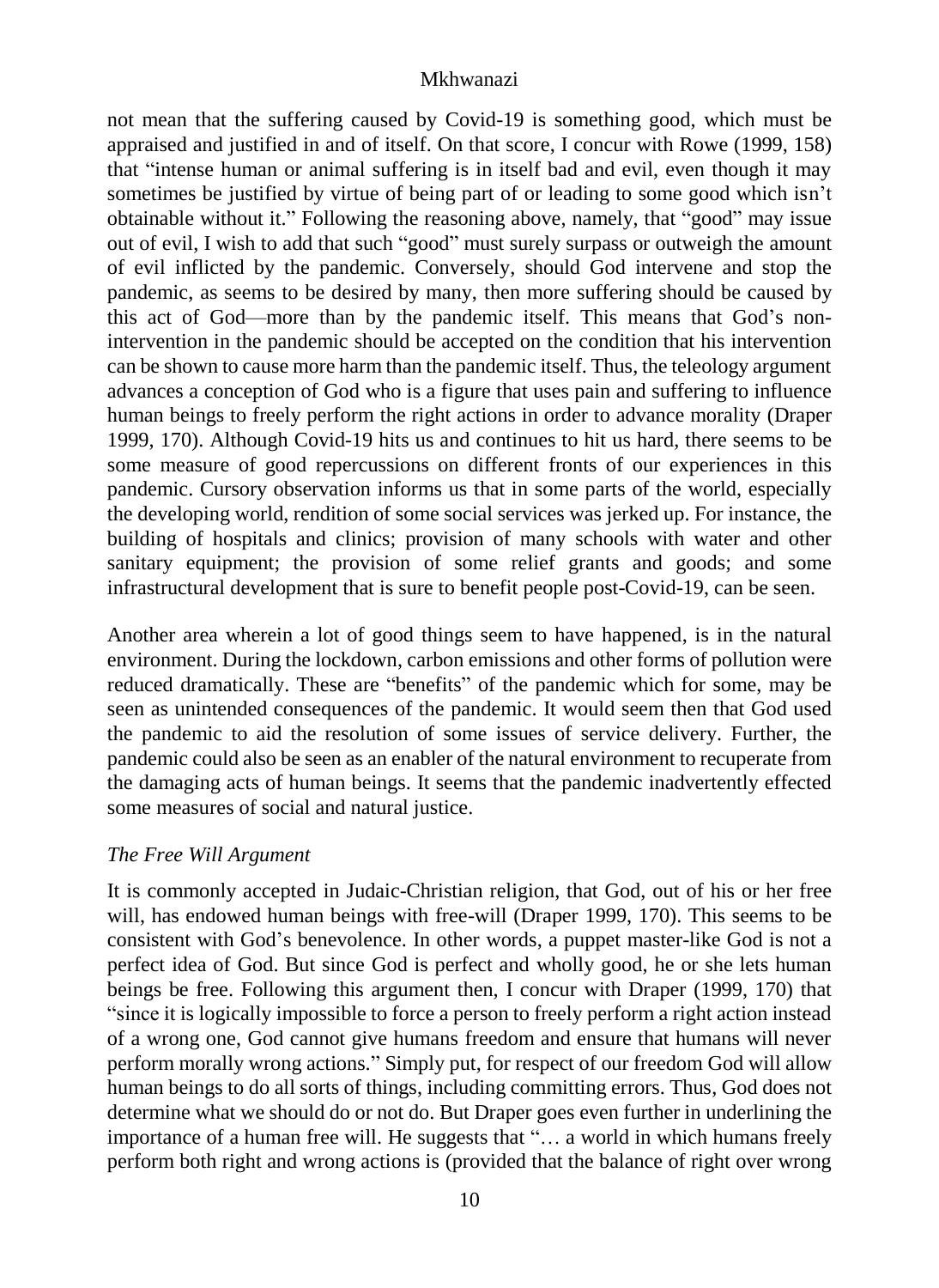not mean that the suffering caused by Covid-19 is something good, which must be appraised and justified in and of itself. On that score, I concur with Rowe (1999, 158) that "intense human or animal suffering is in itself bad and evil, even though it may sometimes be justified by virtue of being part of or leading to some good which isn't obtainable without it." Following the reasoning above, namely, that "good" may issue out of evil, I wish to add that such "good" must surely surpass or outweigh the amount of evil inflicted by the pandemic. Conversely, should God intervene and stop the pandemic, as seems to be desired by many, then more suffering should be caused by this act of God—more than by the pandemic itself. This means that God's non-intervention in the pandemic should be accepted on the condition that his intervention can be shown to cause more harm than the pandemic itself. Thus, the teleology argument advances a conception of God who is a figure that uses pain and suffering to influence human beings to freely perform the right actions in order to advance morality (Draper 1999, 170). Although Covid-19 hits us and continues to hit us hard, there seems to be some measure of good repercussions on different fronts of our experiences in this pandemic. Cursory observation informs us that in some parts of the world, especially the developing world, rendition of some social services was jerked up. For instance, the building of hospitals and clinics; provision of many schools with water and other sanitary equipment; the provision of some relief grants and goods; and some infrastructural development that is sure to benefit people post-Covid-19, can be seen.

Another area wherein a lot of good things seem to have happened, is in the natural environment. During the lockdown, carbon emissions and other forms of pollution were reduced dramatically. These are "benefits" of the pandemic which for some, may be seen as unintended consequences of the pandemic. It would seem then that God used the pandemic to aid the resolution of some issues of service delivery. Further, the pandemic could also be seen as an enabler of the natural environment to recuperate from the damaging acts of human beings. It seems that the pandemic inadvertently effected some measures of social and natural justice.

### *The Free Will Argument*

It is commonly accepted in Judaic-Christian religion, that God, out of his or her free will, has endowed human beings with free-will (Draper 1999, 170). This seems to be consistent with God's benevolence. In other words, a puppet master-like God is not a perfect idea of God. But since God is perfect and wholly good, he or she lets human beings be free. Following this argument then, I concur with Draper (1999, 170) that "since it is logically impossible to force a person to freely perform a right action instead of a wrong one, God cannot give humans freedom and ensure that humans will never perform morally wrong actions." Simply put, for respect of our freedom God will allow human beings to do all sorts of things, including committing errors. Thus, God does not determine what we should do or not do. But Draper goes even further in underlining the importance of a human free will. He suggests that "… a world in which humans freely perform both right and wrong actions is (provided that the balance of right over wrong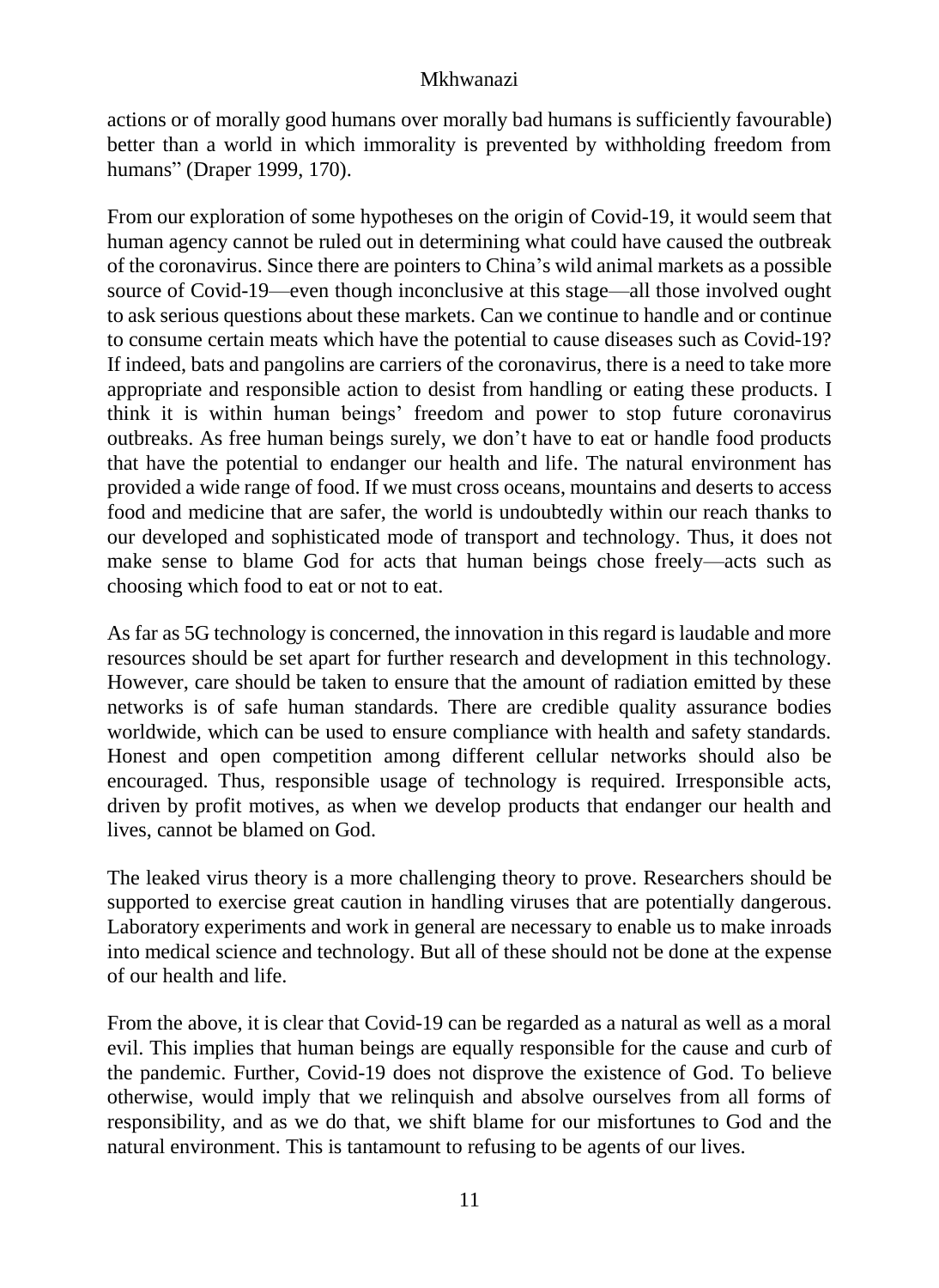actions or of morally good humans over morally bad humans is sufficiently favourable) better than a world in which immorality is prevented by withholding freedom from humans" (Draper 1999, 170).

From our exploration of some hypotheses on the origin of Covid-19, it would seem that human agency cannot be ruled out in determining what could have caused the outbreak of the coronavirus. Since there are pointers to China's wild animal markets as a possible source of Covid-19—even though inconclusive at this stage—all those involved ought to ask serious questions about these markets. Can we continue to handle and or continue to consume certain meats which have the potential to cause diseases such as Covid-19? If indeed, bats and pangolins are carriers of the coronavirus, there is a need to take more appropriate and responsible action to desist from handling or eating these products. I think it is within human beings' freedom and power to stop future coronavirus outbreaks. As free human beings surely, we don't have to eat or handle food products that have the potential to endanger our health and life. The natural environment has provided a wide range of food. If we must cross oceans, mountains and deserts to access food and medicine that are safer, the world is undoubtedly within our reach thanks to our developed and sophisticated mode of transport and technology. Thus, it does not make sense to blame God for acts that human beings chose freely—acts such as choosing which food to eat or not to eat.

As far as 5G technology is concerned, the innovation in this regard is laudable and more resources should be set apart for further research and development in this technology. However, care should be taken to ensure that the amount of radiation emitted by these networks is of safe human standards. There are credible quality assurance bodies worldwide, which can be used to ensure compliance with health and safety standards. Honest and open competition among different cellular networks should also be encouraged. Thus, responsible usage of technology is required. Irresponsible acts, driven by profit motives, as when we develop products that endanger our health and lives, cannot be blamed on God.

The leaked virus theory is a more challenging theory to prove. Researchers should be supported to exercise great caution in handling viruses that are potentially dangerous. Laboratory experiments and work in general are necessary to enable us to make inroads into medical science and technology. But all of these should not be done at the expense of our health and life.

From the above, it is clear that Covid-19 can be regarded as a natural as well as a moral evil. This implies that human beings are equally responsible for the cause and curb of the pandemic. Further, Covid-19 does not disprove the existence of God. To believe otherwise, would imply that we relinquish and absolve ourselves from all forms of responsibility, and as we do that, we shift blame for our misfortunes to God and the natural environment. This is tantamount to refusing to be agents of our lives.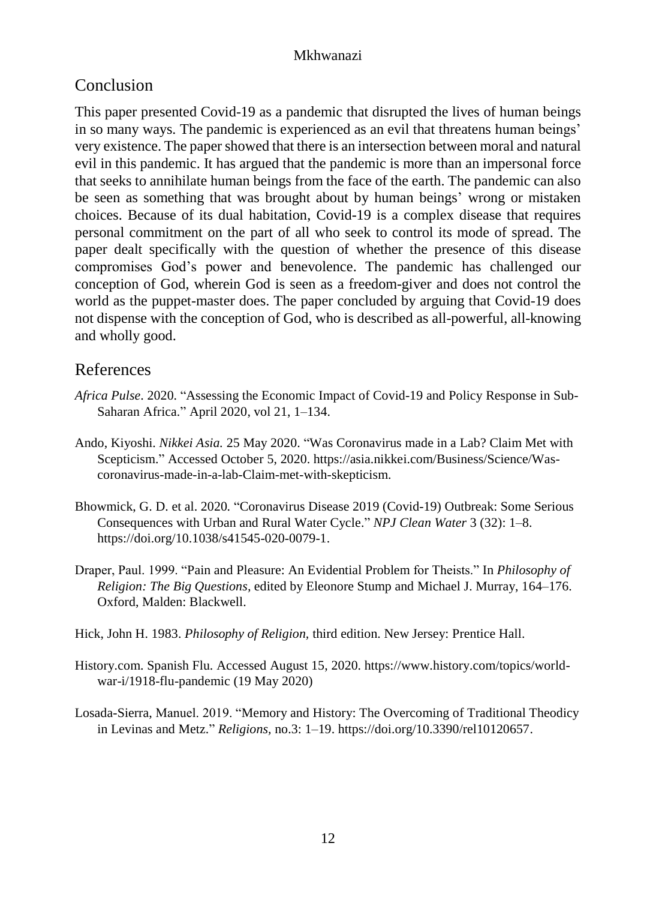## Conclusion

This paper presented Covid-19 as a pandemic that disrupted the lives of human beings in so many ways. The pandemic is experienced as an evil that threatens human beings' very existence. The paper showed that there is an intersection between moral and natural evil in this pandemic. It has argued that the pandemic is more than an impersonal force that seeks to annihilate human beings from the face of the earth. The pandemic can also be seen as something that was brought about by human beings' wrong or mistaken choices. Because of its dual habitation, Covid-19 is a complex disease that requires personal commitment on the part of all who seek to control its mode of spread. The paper dealt specifically with the question of whether the presence of this disease compromises God's power and benevolence. The pandemic has challenged our conception of God, wherein God is seen as a freedom-giver and does not control the world as the puppet-master does. The paper concluded by arguing that Covid-19 does not dispense with the conception of God, who is described as all-powerful, all-knowing and wholly good.

## References

*Africa Pulse*. 2020. "Assessing the Economic Impact of Covid-19 and Policy Response in Sub-Saharan Africa." April 2020, vol 21, 1–134.

Ando, Kiyoshi. *Nikkei Asia.* 25 May 2020. "Was Coronavirus made in a Lab? Claim Met with Scepticism." Accessed October 5, 2020. https://asia.nikkei.com/Business/Science/Was-coronavirus-made-in-a-lab-Claim-met-with-skepticism.

Bhowmick, G. D. et al. 2020. "Coronavirus Disease 2019 (Covid-19) Outbreak: Some Serious Consequences with Urban and Rural Water Cycle." *NPJ Clean Water* 3 (32): 1–8. https://doi.org/10.1038/s41545-020-0079-1.

Draper, Paul. 1999. "Pain and Pleasure: An Evidential Problem for Theists." In *Philosophy of Religion: The Big Questions,* edited by Eleonore Stump and Michael J. Murray, 164–176. Oxford, Malden: Blackwell.

Hick, John H. 1983. *Philosophy of Religion,* third edition. New Jersey: Prentice Hall.

History.com. Spanish Flu. Accessed August 15, 2020. https://www.history.com/topics/world-war-i/1918-flu-pandemic (19 May 2020)

Losada-Sierra, Manuel. 2019. "Memory and History: The Overcoming of Traditional Theodicy in Levinas and Metz." *Religions,* no.3: 1–19. https://doi.org/10.3390/rel10120657.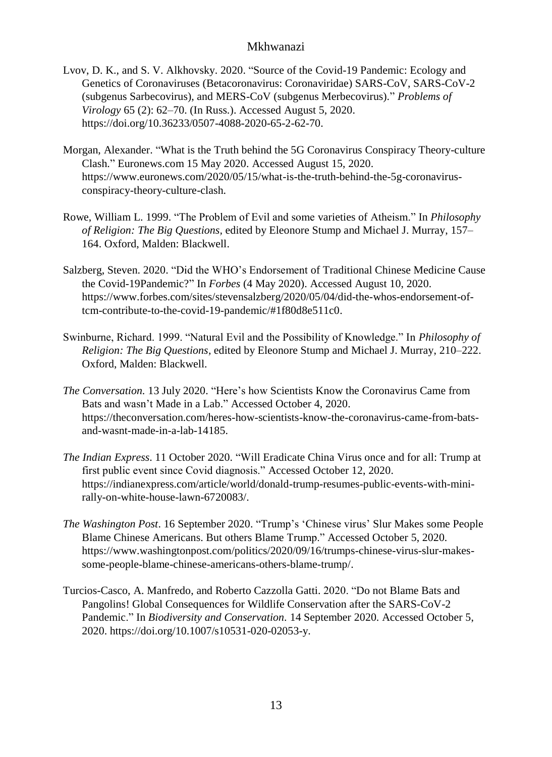Lvov, D. K., and S. V. Alkhovsky. 2020. "Source of the Covid-19 Pandemic: Ecology and Genetics of Coronaviruses (Betacoronavirus: Coronaviridae) SARS-CoV, SARS-CoV-2 (subgenus Sarbecovirus), and MERS-CoV (subgenus Merbecovirus)." *Problems of Virology* 65 (2): 62–70. (In Russ.). Accessed August 5, 2020. https://doi.org/10.36233/0507-4088-2020-65-2-62-70.

Morgan, Alexander. "What is the Truth behind the 5G Coronavirus Conspiracy Theory-culture Clash." Euronews.com 15 May 2020. Accessed August 15, 2020. https://www.euronews.com/2020/05/15/what-is-the-truth-behind-the-5g-coronavirus-conspiracy-theory-culture-clash.

Rowe, William L. 1999. "The Problem of Evil and some varieties of Atheism." In *Philosophy of Religion: The Big Questions,* edited by Eleonore Stump and Michael J. Murray, 157–164. Oxford, Malden: Blackwell.

Salzberg, Steven. 2020. "Did the WHO's Endorsement of Traditional Chinese Medicine Cause the Covid-19Pandemic?" In *Forbes* (4 May 2020). Accessed August 10, 2020. https://www.forbes.com/sites/stevensalzberg/2020/05/04/did-the-whos-endorsement-of-tcm-contribute-to-the-covid-19-pandemic/#1f80d8e511c0.

Swinburne, Richard. 1999. "Natural Evil and the Possibility of Knowledge." In *Philosophy of Religion: The Big Questions,* edited by Eleonore Stump and Michael J. Murray, 210–222. Oxford, Malden: Blackwell.

*The Conversation.* 13 July 2020. "Here's how Scientists Know the Coronavirus Came from Bats and wasn't Made in a Lab." Accessed October 4, 2020. https://theconversation.com/heres-how-scientists-know-the-coronavirus-came-from-bats-and-wasnt-made-in-a-lab-14185.

*The Indian Express*. 11 October 2020. "Will Eradicate China Virus once and for all: Trump at first public event since Covid diagnosis." Accessed October 12, 2020. https://indianexpress.com/article/world/donald-trump-resumes-public-events-with-mini-rally-on-white-house-lawn-6720083/.

*The Washington Post*. 16 September 2020. "Trump's 'Chinese virus' Slur Makes some People Blame Chinese Americans. But others Blame Trump." Accessed October 5, 2020. https://www.washingtonpost.com/politics/2020/09/16/trumps-chinese-virus-slur-makes-some-people-blame-chinese-americans-others-blame-trump/.

Turcios-Casco, A. Manfredo, and Roberto Cazzolla Gatti. 2020. "Do not Blame Bats and Pangolins! Global Consequences for Wildlife Conservation after the SARS-CoV-2 Pandemic." In *Biodiversity and Conservation*. 14 September 2020. Accessed October 5, 2020. https://doi.org/10.1007/s10531-020-02053-y.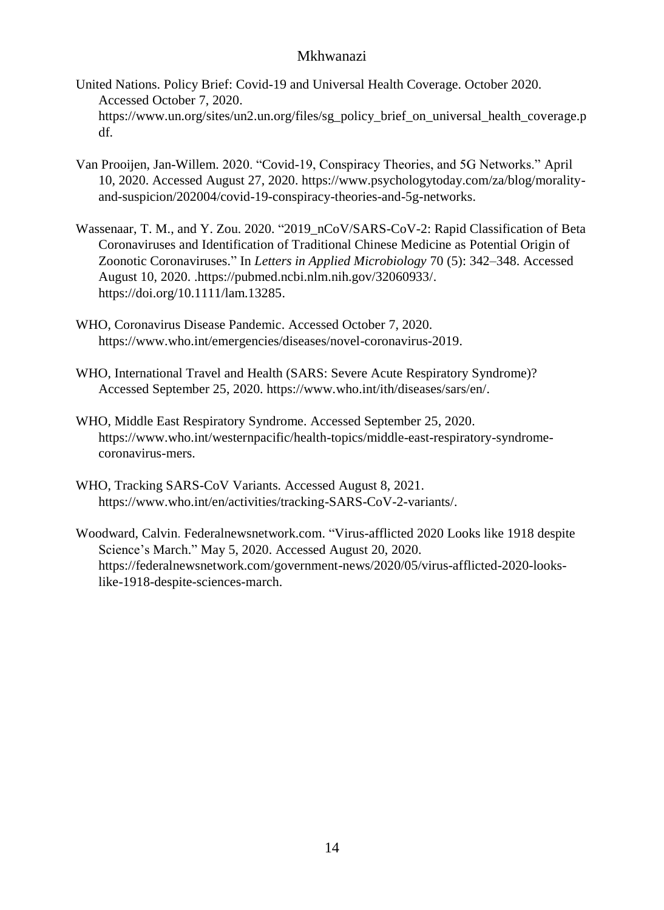United Nations. Policy Brief: Covid-19 and Universal Health Coverage. October 2020. Accessed October 7, 2020. https://www.un.org/sites/un2.un.org/files/sg_policy_brief_on_universal_health_coverage.pdf.

Van Prooijen, Jan-Willem. 2020. "Covid-19, Conspiracy Theories, and 5G Networks." April 10, 2020. Accessed August 27, 2020. https://www.psychologytoday.com/za/blog/morality-and-suspicion/202004/covid-19-conspiracy-theories-and-5g-networks.

Wassenaar, T. M., and Y. Zou. 2020. "2019_nCoV/SARS-CoV-2: Rapid Classification of Beta Coronaviruses and Identification of Traditional Chinese Medicine as Potential Origin of Zoonotic Coronaviruses." In *Letters in Applied Microbiology* 70 (5): 342–348. Accessed August 10, 2020. .https://pubmed.ncbi.nlm.nih.gov/32060933/. https://doi.org/10.1111/lam.13285.

WHO, Coronavirus Disease Pandemic. Accessed October 7, 2020. https://www.who.int/emergencies/diseases/novel-coronavirus-2019.

WHO, International Travel and Health (SARS: Severe Acute Respiratory Syndrome)? Accessed September 25, 2020. https://www.who.int/ith/diseases/sars/en/.

WHO, Middle East Respiratory Syndrome. Accessed September 25, 2020. https://www.who.int/westernpacific/health-topics/middle-east-respiratory-syndrome-coronavirus-mers.

WHO, Tracking SARS-CoV Variants. Accessed August 8, 2021. https://www.who.int/en/activities/tracking-SARS-CoV-2-variants/.

Woodward, Calvin. Federalnewsnetwork.com. "Virus-afflicted 2020 Looks like 1918 despite Science's March." May 5, 2020. Accessed August 20, 2020. https://federalnewsnetwork.com/government-news/2020/05/virus-afflicted-2020-looks-like-1918-despite-sciences-march.